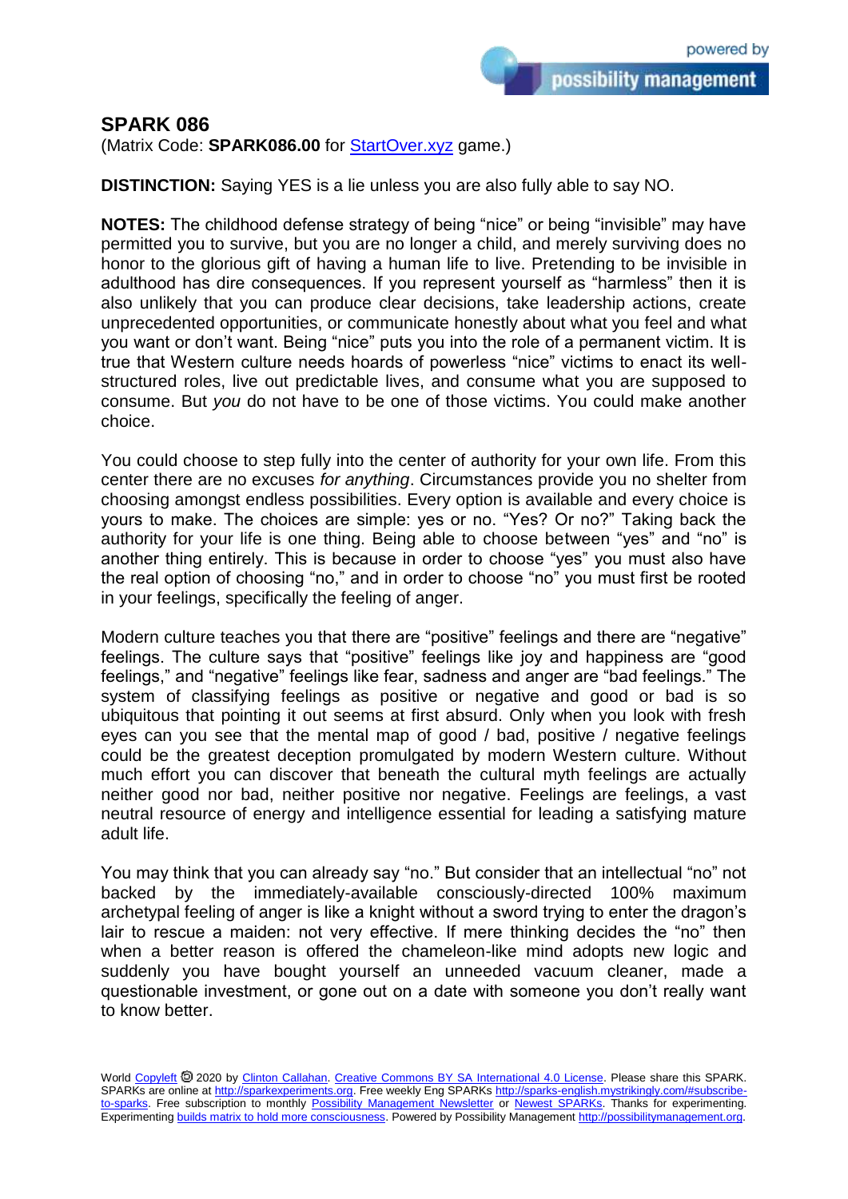# SPARK 086

(Matrix Code: **SPARK086.00** for StartOver.xyz game.)

**DISTINCTION:** Saying YES is a lie unless you are also fully able to say NO.

**NOTES:** The childhood defense strategy of being "nice" or being "invisible" may have permitted you to survive, but you are no longer a child, and merely surviving does no honor to the glorious gift of having a human life to live. Pretending to be invisible in adulthood has dire consequences. If you represent yourself as "harmless" then it is also unlikely that you can produce clear decisions, take leadership actions, create unprecedented opportunities, or communicate honestly about what you feel and what you want or don't want. Being "nice" puts you into the role of a permanent victim. It is true that Western culture needs hoards of powerless "nice" victims to enact its well-structured roles, live out predictable lives, and consume what you are supposed to consume. But *you* do not have to be one of those victims. You could make another choice.

You could choose to step fully into the center of authority for your own life. From this center there are no excuses *for anything*. Circumstances provide you no shelter from choosing amongst endless possibilities. Every option is available and every choice is yours to make. The choices are simple: yes or no. "Yes? Or no?" Taking back the authority for your life is one thing. Being able to choose between "yes" and "no" is another thing entirely. This is because in order to choose "yes" you must also have the real option of choosing "no," and in order to choose "no" you must first be rooted in your feelings, specifically the feeling of anger.

Modern culture teaches you that there are "positive" feelings and there are "negative" feelings. The culture says that "positive" feelings like joy and happiness are "good feelings," and "negative" feelings like fear, sadness and anger are "bad feelings." The system of classifying feelings as positive or negative and good or bad is so ubiquitous that pointing it out seems at first absurd. Only when you look with fresh eyes can you see that the mental map of good / bad, positive / negative feelings could be the greatest deception promulgated by modern Western culture. Without much effort you can discover that beneath the cultural myth feelings are actually neither good nor bad, neither positive nor negative. Feelings are feelings, a vast neutral resource of energy and intelligence essential for leading a satisfying mature adult life.

You may think that you can already say "no." But consider that an intellectual "no" not backed by the immediately-available consciously-directed 100% maximum archetypal feeling of anger is like a knight without a sword trying to enter the dragon's lair to rescue a maiden: not very effective. If mere thinking decides the "no" then when a better reason is offered the chameleon-like mind adopts new logic and suddenly you have bought yourself an unneeded vacuum cleaner, made a questionable investment, or gone out on a date with someone you don't really want to know better.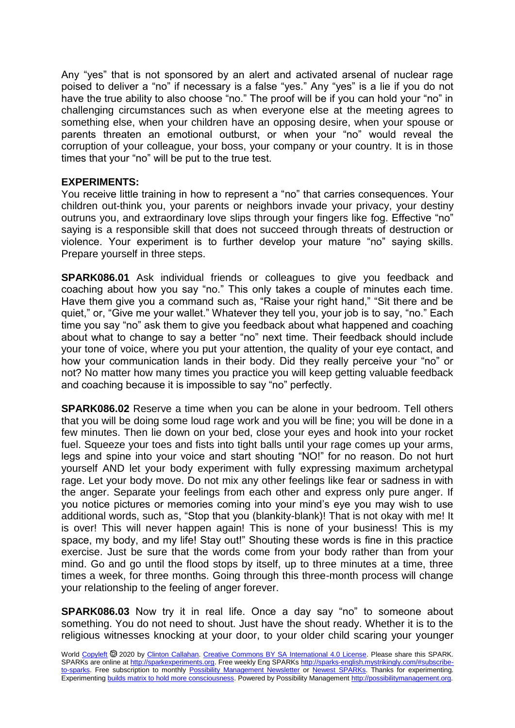Any "yes" that is not sponsored by an alert and activated arsenal of nuclear rage poised to deliver a "no" if necessary is a false "yes." Any "yes" is a lie if you do not have the true ability to also choose "no." The proof will be if you can hold your "no" in challenging circumstances such as when everyone else at the meeting agrees to something else, when your children have an opposing desire, when your spouse or parents threaten an emotional outburst, or when your "no" would reveal the corruption of your colleague, your boss, your company or your country. It is in those times that your "no" will be put to the true test.

**EXPERIMENTS:**
You receive little training in how to represent a "no" that carries consequences. Your children out-think you, your parents or neighbors invade your privacy, your destiny outruns you, and extraordinary love slips through your fingers like fog. Effective "no" saying is a responsible skill that does not succeed through threats of destruction or violence. Your experiment is to further develop your mature "no" saying skills. Prepare yourself in three steps.

**SPARK086.01** Ask individual friends or colleagues to give you feedback and coaching about how you say "no." This only takes a couple of minutes each time. Have them give you a command such as, "Raise your right hand," "Sit there and be quiet," or, "Give me your wallet." Whatever they tell you, your job is to say, "no." Each time you say "no" ask them to give you feedback about what happened and coaching about what to change to say a better "no" next time. Their feedback should include your tone of voice, where you put your attention, the quality of your eye contact, and how your communication lands in their body. Did they really perceive your "no" or not? No matter how many times you practice you will keep getting valuable feedback and coaching because it is impossible to say "no" perfectly.

**SPARK086.02** Reserve a time when you can be alone in your bedroom. Tell others that you will be doing some loud rage work and you will be fine; you will be done in a few minutes. Then lie down on your bed, close your eyes and hook into your rocket fuel. Squeeze your toes and fists into tight balls until your rage comes up your arms, legs and spine into your voice and start shouting "NO!" for no reason. Do not hurt yourself AND let your body experiment with fully expressing maximum archetypal rage. Let your body move. Do not mix any other feelings like fear or sadness in with the anger. Separate your feelings from each other and express only pure anger. If you notice pictures or memories coming into your mind's eye you may wish to use additional words, such as, "Stop that you (blankity-blank)! That is not okay with me! It is over! This will never happen again! This is none of your business! This is my space, my body, and my life! Stay out!" Shouting these words is fine in this practice exercise. Just be sure that the words come from your body rather than from your mind. Go and go until the flood stops by itself, up to three minutes at a time, three times a week, for three months. Going through this three-month process will change your relationship to the feeling of anger forever.

**SPARK086.03** Now try it in real life. Once a day say "no" to someone about something. You do not need to shout. Just have the shout ready. Whether it is to the religious witnesses knocking at your door, to your older child scaring your younger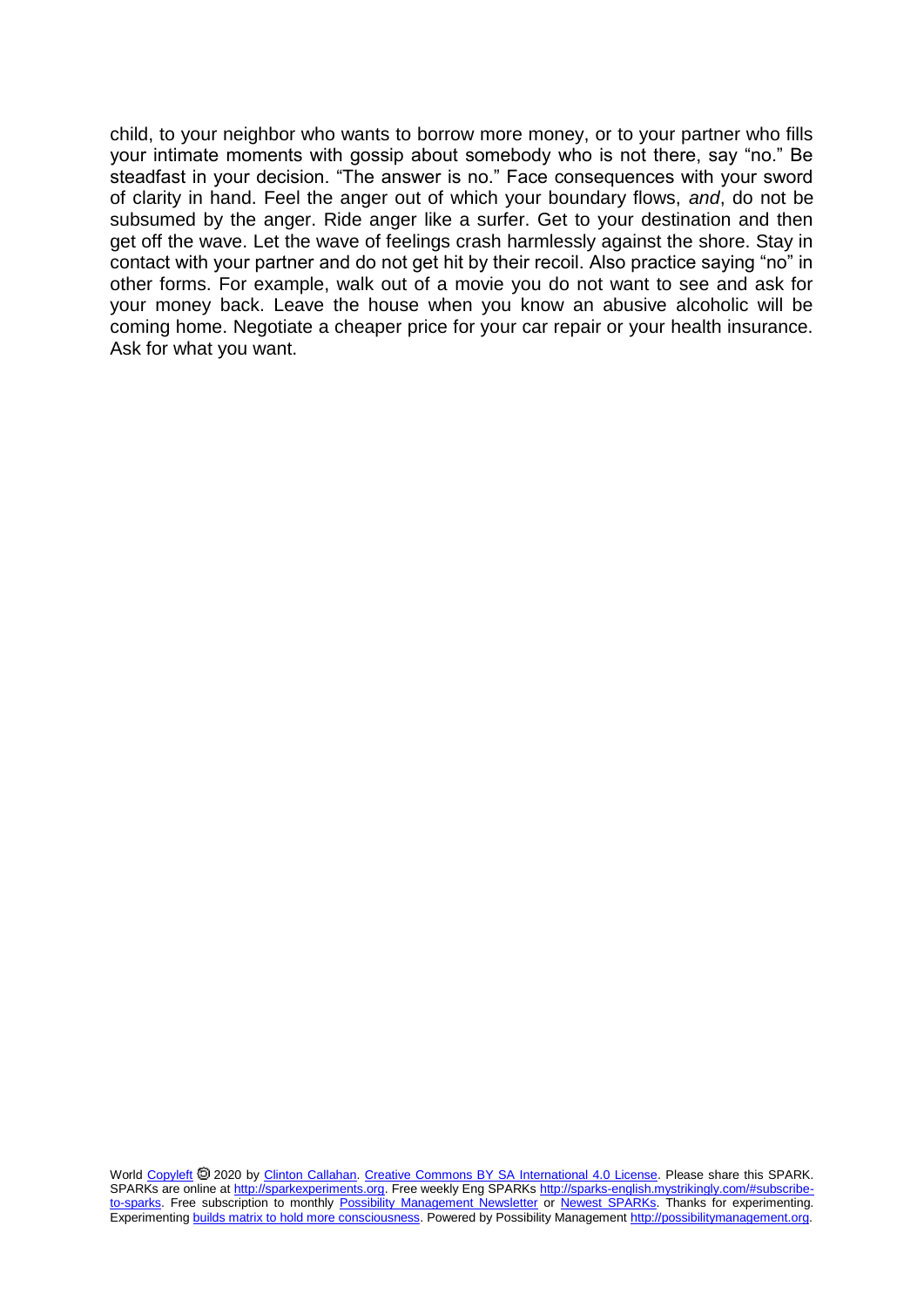child, to your neighbor who wants to borrow more money, or to your partner who fills your intimate moments with gossip about somebody who is not there, say "no." Be steadfast in your decision. "The answer is no." Face consequences with your sword of clarity in hand. Feel the anger out of which your boundary flows, *and*, do not be subsumed by the anger. Ride anger like a surfer. Get to your destination and then get off the wave. Let the wave of feelings crash harmlessly against the shore. Stay in contact with your partner and do not get hit by their recoil. Also practice saying "no" in other forms. For example, walk out of a movie you do not want to see and ask for your money back. Leave the house when you know an abusive alcoholic will be coming home. Negotiate a cheaper price for your car repair or your health insurance. Ask for what you want.

World Copyleft 🄯 2020 by Clinton Callahan. Creative Commons BY SA International 4.0 License. Please share this SPARK. SPARKs are online at http://sparkexperiments.org. Free weekly Eng SPARKs http://sparks-english.mystrikingly.com/#subscribe-to-sparks. Free subscription to monthly Possibility Management Newsletter or Newest SPARKs. Thanks for experimenting. Experimenting builds matrix to hold more consciousness. Powered by Possibility Management http://possibilitymanagement.org.